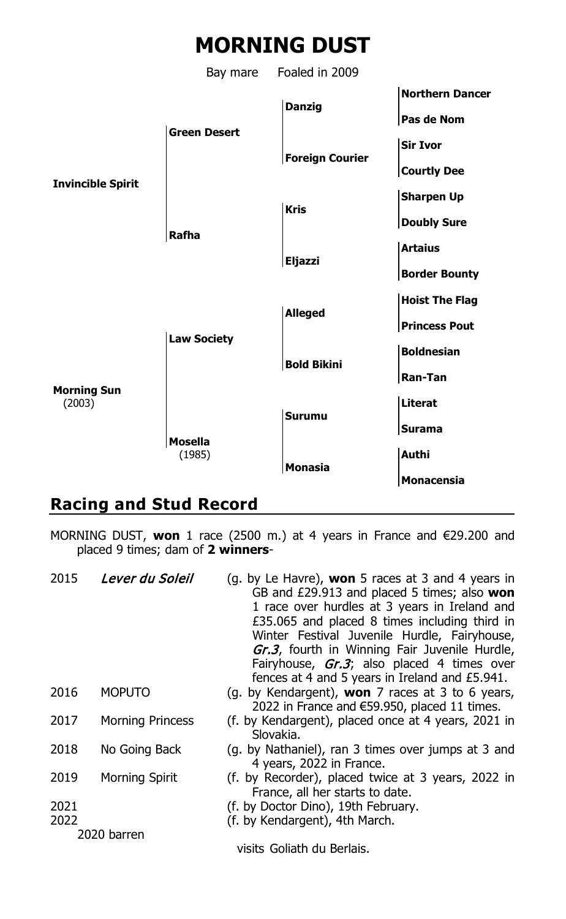# MORNING DUST

Bay mare Foaled in 2009

| | | | |
|---|---|---|---|
| **Invincible Spirit** | **Green Desert** | **Danzig** | **Northern Dancer** |
| | | | **Pas de Nom** |
| | | **Foreign Courier** | **Sir Ivor** |
| | | | **Courtly Dee** |
| | **Rafha** | **Kris** | **Sharpen Up** |
| | | | **Doubly Sure** |
| | | **Eljazzi** | **Artaius** |
| | | | **Border Bounty** |
| **Morning Sun** (2003) | **Law Society** | **Alleged** | **Hoist The Flag** |
| | | | **Princess Pout** |
| | | **Bold Bikini** | **Boldnesian** |
| | | | **Ran-Tan** |
| | **Mosella** (1985) | **Surumu** | **Literat** |
| | | | **Surama** |
| | | **Monasia** | **Authi** |
| | | | **Monacensia** |

## Racing and Stud Record

MORNING DUST, **won** 1 race (2500 m.) at 4 years in France and €29.200 and placed 9 times; dam of **2 winners**-

| | | |
|---|---|---|
| 2015 | *Lever du Soleil* | (g. by Le Havre), **won** 5 races at 3 and 4 years in GB and £29.913 and placed 5 times; also **won** 1 race over hurdles at 3 years in Ireland and £35.065 and placed 8 times including third in Winter Festival Juvenile Hurdle, Fairyhouse, *Gr.3*, fourth in Winning Fair Juvenile Hurdle, Fairyhouse, *Gr.3*; also placed 4 times over fences at 4 and 5 years in Ireland and £5.941. |
| 2016 | MOPUTO | (g. by Kendargent), **won** 7 races at 3 to 6 years, 2022 in France and €59.950, placed 11 times. |
| 2017 | Morning Princess | (f. by Kendargent), placed once at 4 years, 2021 in Slovakia. |
| 2018 | No Going Back | (g. by Nathaniel), ran 3 times over jumps at 3 and 4 years, 2022 in France. |
| 2019 | Morning Spirit | (f. by Recorder), placed twice at 3 years, 2022 in France, all her starts to date. |
| 2021 | | (f. by Doctor Dino), 19th February. |
| 2022 | | (f. by Kendargent), 4th March. |

2020 barren

visits Goliath du Berlais.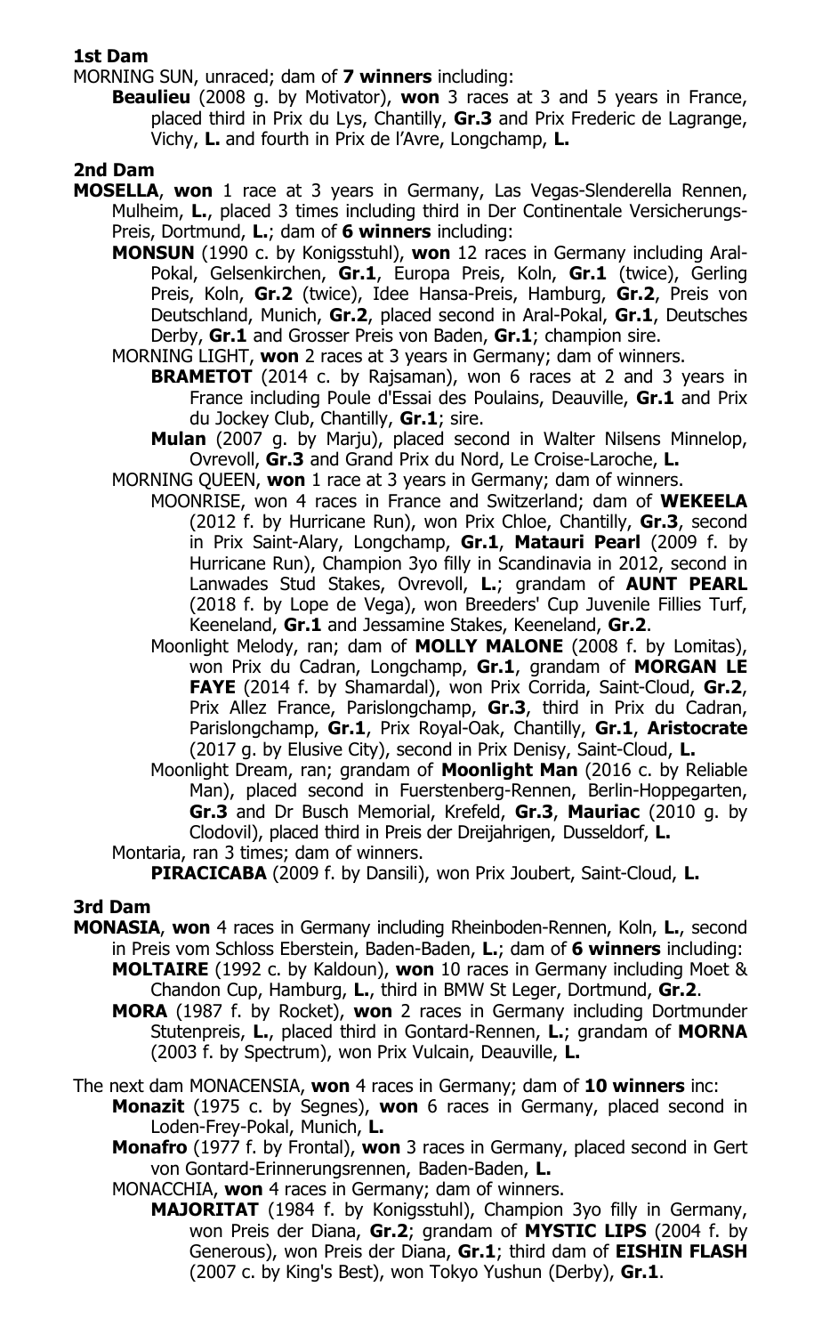### 1st Dam

MORNING SUN, unraced; dam of **7 winners** including:

**Beaulieu** (2008 g. by Motivator), **won** 3 races at 3 and 5 years in France, placed third in Prix du Lys, Chantilly, **Gr.3** and Prix Frederic de Lagrange, Vichy, **L.** and fourth in Prix de l'Avre, Longchamp, **L.**

### 2nd Dam

**MOSELLA**, **won** 1 race at 3 years in Germany, Las Vegas-Slenderella Rennen, Mulheim, **L.**, placed 3 times including third in Der Continentale Versicherungs-Preis, Dortmund, **L.**; dam of **6 winners** including:

**MONSUN** (1990 c. by Konigsstuhl), **won** 12 races in Germany including Aral-Pokal, Gelsenkirchen, **Gr.1**, Europa Preis, Koln, **Gr.1** (twice), Gerling Preis, Koln, **Gr.2** (twice), Idee Hansa-Preis, Hamburg, **Gr.2**, Preis von Deutschland, Munich, **Gr.2**, placed second in Aral-Pokal, **Gr.1**, Deutsches Derby, **Gr.1** and Grosser Preis von Baden, **Gr.1**; champion sire.

MORNING LIGHT, **won** 2 races at 3 years in Germany; dam of winners.

**BRAMETOT** (2014 c. by Rajsaman), won 6 races at 2 and 3 years in France including Poule d'Essai des Poulains, Deauville, **Gr.1** and Prix du Jockey Club, Chantilly, **Gr.1**; sire.

**Mulan** (2007 g. by Marju), placed second in Walter Nilsens Minnelop, Ovrevoll, **Gr.3** and Grand Prix du Nord, Le Croise-Laroche, **L.**

MORNING QUEEN, **won** 1 race at 3 years in Germany; dam of winners.

MOONRISE, won 4 races in France and Switzerland; dam of **WEKEELA** (2012 f. by Hurricane Run), won Prix Chloe, Chantilly, **Gr.3**, second in Prix Saint-Alary, Longchamp, **Gr.1**, **Matauri Pearl** (2009 f. by Hurricane Run), Champion 3yo filly in Scandinavia in 2012, second in Lanwades Stud Stakes, Ovrevoll, **L.**; grandam of **AUNT PEARL** (2018 f. by Lope de Vega), won Breeders' Cup Juvenile Fillies Turf, Keeneland, **Gr.1** and Jessamine Stakes, Keeneland, **Gr.2**.

Moonlight Melody, ran; dam of **MOLLY MALONE** (2008 f. by Lomitas), won Prix du Cadran, Longchamp, **Gr.1**, grandam of **MORGAN LE FAYE** (2014 f. by Shamardal), won Prix Corrida, Saint-Cloud, **Gr.2**, Prix Allez France, Parislongchamp, **Gr.3**, third in Prix du Cadran, Parislongchamp, **Gr.1**, Prix Royal-Oak, Chantilly, **Gr.1**, **Aristocrate** (2017 g. by Elusive City), second in Prix Denisy, Saint-Cloud, **L.**

Moonlight Dream, ran; grandam of **Moonlight Man** (2016 c. by Reliable Man), placed second in Fuerstenberg-Rennen, Berlin-Hoppegarten, **Gr.3** and Dr Busch Memorial, Krefeld, **Gr.3**, **Mauriac** (2010 g. by Clodovil), placed third in Preis der Dreijahrigen, Dusseldorf, **L.**

Montaria, ran 3 times; dam of winners.

**PIRACICABA** (2009 f. by Dansili), won Prix Joubert, Saint-Cloud, **L.**

### 3rd Dam

**MONASIA**, **won** 4 races in Germany including Rheinboden-Rennen, Koln, **L.**, second in Preis vom Schloss Eberstein, Baden-Baden, **L.**; dam of **6 winners** including:

**MOLTAIRE** (1992 c. by Kaldoun), **won** 10 races in Germany including Moet & Chandon Cup, Hamburg, **L.**, third in BMW St Leger, Dortmund, **Gr.2**.

**MORA** (1987 f. by Rocket), **won** 2 races in Germany including Dortmunder Stutenpreis, **L.**, placed third in Gontard-Rennen, **L.**; grandam of **MORNA** (2003 f. by Spectrum), won Prix Vulcain, Deauville, **L.**

The next dam MONACENSIA, **won** 4 races in Germany; dam of **10 winners** inc:

**Monazit** (1975 c. by Segnes), **won** 6 races in Germany, placed second in Loden-Frey-Pokal, Munich, **L.**

**Monafro** (1977 f. by Frontal), **won** 3 races in Germany, placed second in Gert von Gontard-Erinnerungsrennen, Baden-Baden, **L.**

MONACCHIA, **won** 4 races in Germany; dam of winners.

**MAJORITAT** (1984 f. by Konigsstuhl), Champion 3yo filly in Germany, won Preis der Diana, **Gr.2**; grandam of **MYSTIC LIPS** (2004 f. by Generous), won Preis der Diana, **Gr.1**; third dam of **EISHIN FLASH** (2007 c. by King's Best), won Tokyo Yushun (Derby), **Gr.1**.